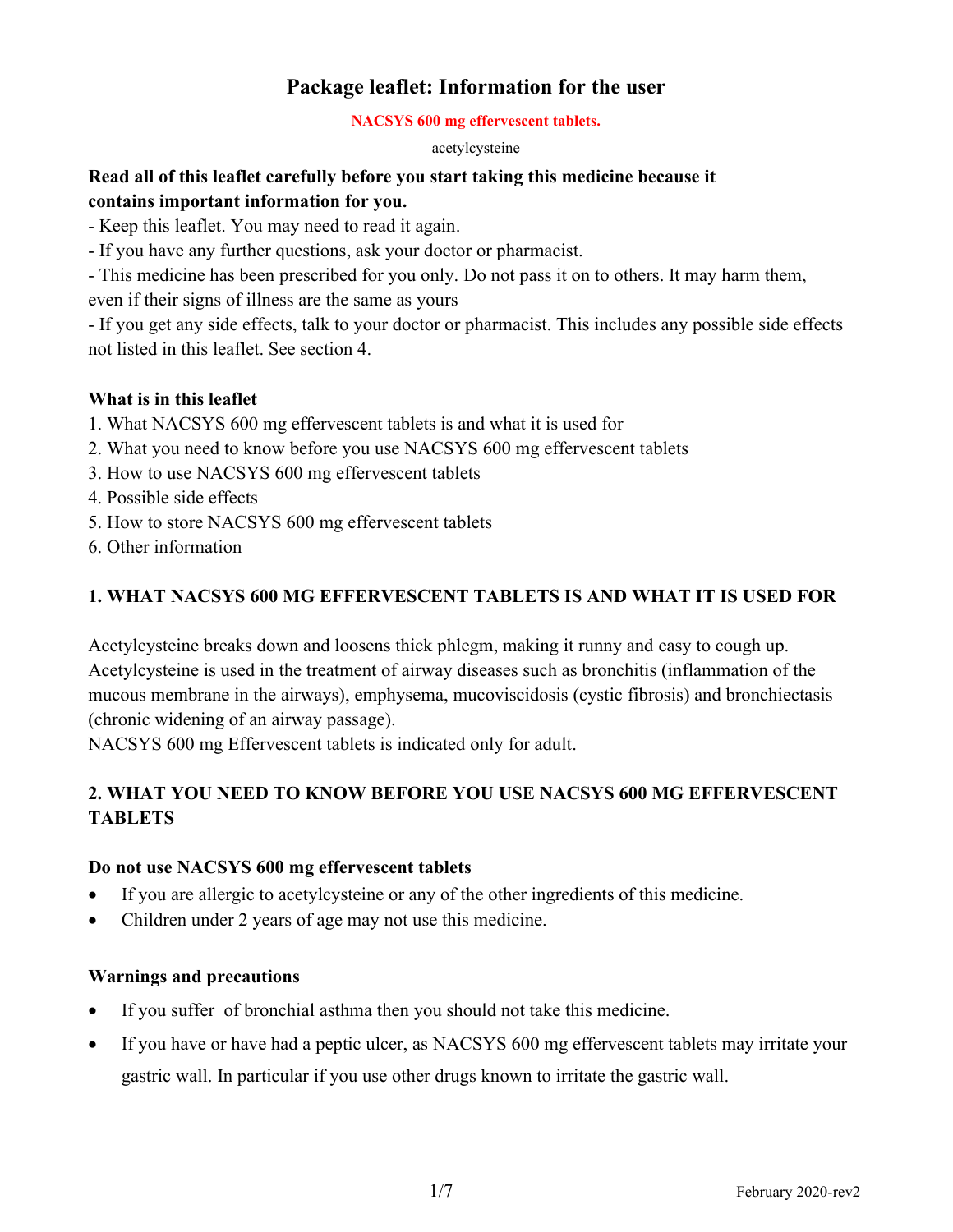# Package leaflet: Information for the user

**NACSYS 600 mg effervescent tablets.**

acetylcysteine

**Read all of this leaflet carefully before you start taking this medicine because it contains important information for you.**

- Keep this leaflet. You may need to read it again.
- If you have any further questions, ask your doctor or pharmacist.
- This medicine has been prescribed for you only. Do not pass it on to others. It may harm them, even if their signs of illness are the same as yours
- If you get any side effects, talk to your doctor or pharmacist. This includes any possible side effects not listed in this leaflet. See section 4.

**What is in this leaflet**

1. What NACSYS 600 mg effervescent tablets is and what it is used for
2. What you need to know before you use NACSYS 600 mg effervescent tablets
3. How to use NACSYS 600 mg effervescent tablets
4. Possible side effects
5. How to store NACSYS 600 mg effervescent tablets
6. Other information

## 1. WHAT NACSYS 600 MG EFFERVESCENT TABLETS IS AND WHAT IT IS USED FOR

Acetylcysteine breaks down and loosens thick phlegm, making it runny and easy to cough up. Acetylcysteine is used in the treatment of airway diseases such as bronchitis (inflammation of the mucous membrane in the airways), emphysema, mucoviscidosis (cystic fibrosis) and bronchiectasis (chronic widening of an airway passage).
NACSYS 600 mg Effervescent tablets is indicated only for adult.

## 2. WHAT YOU NEED TO KNOW BEFORE YOU USE NACSYS 600 MG EFFERVESCENT TABLETS

**Do not use NACSYS 600 mg effervescent tablets**

- If you are allergic to acetylcysteine or any of the other ingredients of this medicine.
- Children under 2 years of age may not use this medicine.

**Warnings and precautions**

- If you suffer of bronchial asthma then you should not take this medicine.
- If you have or have had a peptic ulcer, as NACSYS 600 mg effervescent tablets may irritate your gastric wall. In particular if you use other drugs known to irritate the gastric wall.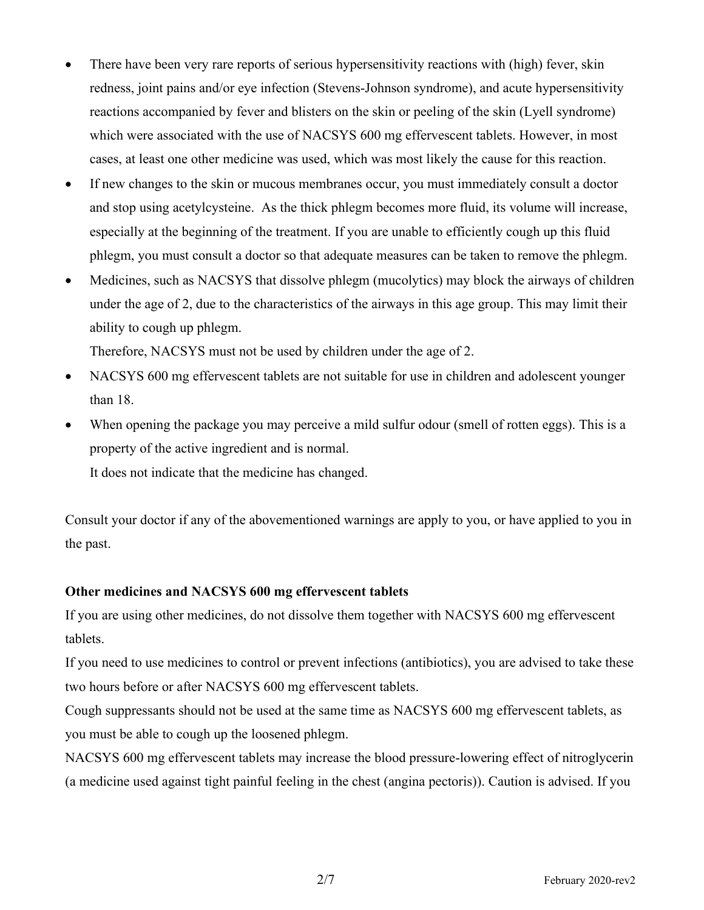- There have been very rare reports of serious hypersensitivity reactions with (high) fever, skin redness, joint pains and/or eye infection (Stevens-Johnson syndrome), and acute hypersensitivity reactions accompanied by fever and blisters on the skin or peeling of the skin (Lyell syndrome) which were associated with the use of NACSYS 600 mg effervescent tablets. However, in most cases, at least one other medicine was used, which was most likely the cause for this reaction.
- If new changes to the skin or mucous membranes occur, you must immediately consult a doctor and stop using acetylcysteine. As the thick phlegm becomes more fluid, its volume will increase, especially at the beginning of the treatment. If you are unable to efficiently cough up this fluid phlegm, you must consult a doctor so that adequate measures can be taken to remove the phlegm.
- Medicines, such as NACSYS that dissolve phlegm (mucolytics) may block the airways of children under the age of 2, due to the characteristics of the airways in this age group. This may limit their ability to cough up phlegm.

  Therefore, NACSYS must not be used by children under the age of 2.
- NACSYS 600 mg effervescent tablets are not suitable for use in children and adolescent younger than 18.
- When opening the package you may perceive a mild sulfur odour (smell of rotten eggs). This is a property of the active ingredient and is normal.

  It does not indicate that the medicine has changed.

Consult your doctor if any of the abovementioned warnings are apply to you, or have applied to you in the past.

**Other medicines and NACSYS 600 mg effervescent tablets**

If you are using other medicines, do not dissolve them together with NACSYS 600 mg effervescent tablets.

If you need to use medicines to control or prevent infections (antibiotics), you are advised to take these two hours before or after NACSYS 600 mg effervescent tablets.

Cough suppressants should not be used at the same time as NACSYS 600 mg effervescent tablets, as you must be able to cough up the loosened phlegm.

NACSYS 600 mg effervescent tablets may increase the blood pressure-lowering effect of nitroglycerin (a medicine used against tight painful feeling in the chest (angina pectoris)). Caution is advised. If you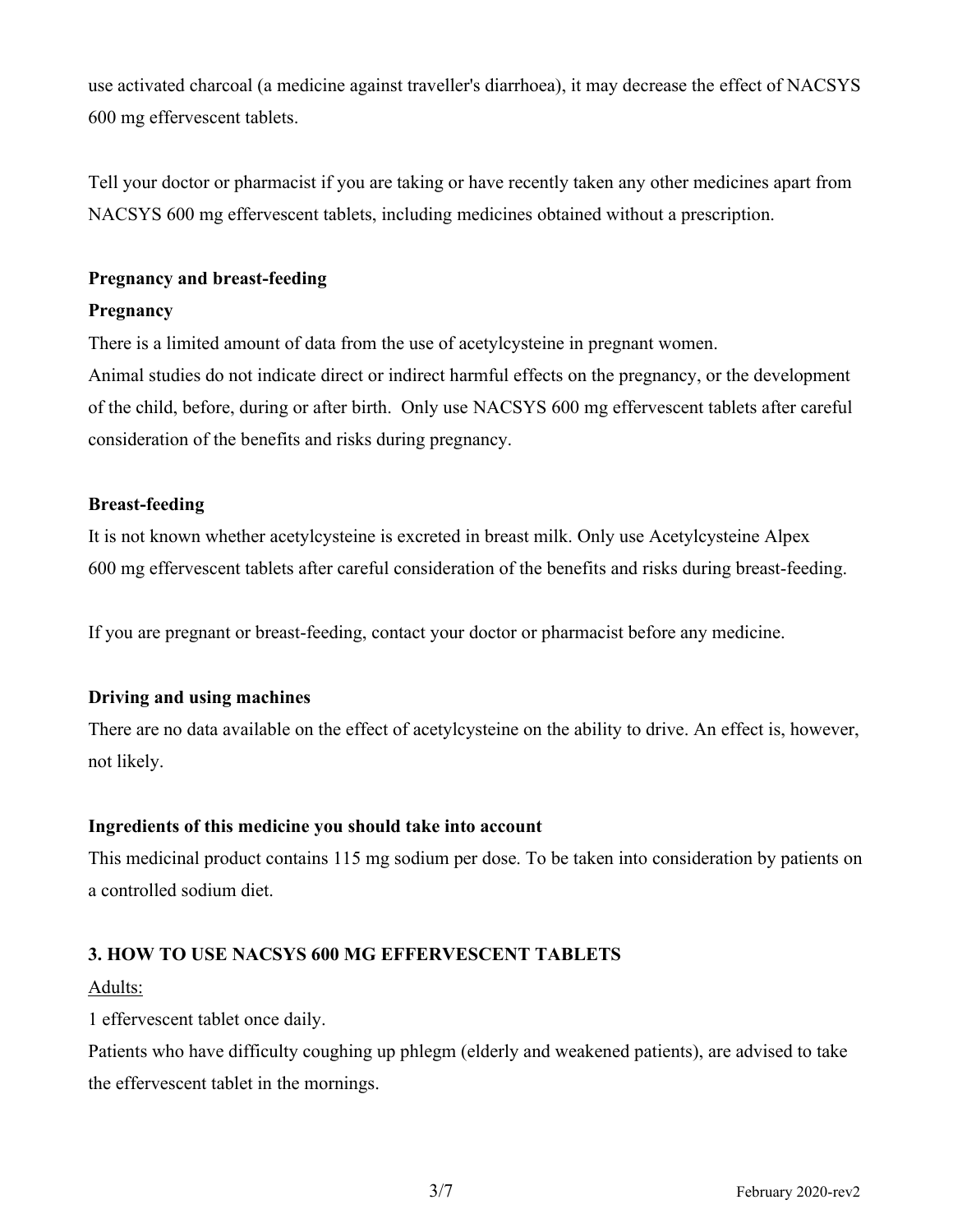use activated charcoal (a medicine against traveller's diarrhoea), it may decrease the effect of NACSYS 600 mg effervescent tablets.

Tell your doctor or pharmacist if you are taking or have recently taken any other medicines apart from NACSYS 600 mg effervescent tablets, including medicines obtained without a prescription.

**Pregnancy and breast-feeding**

**Pregnancy**

There is a limited amount of data from the use of acetylcysteine in pregnant women.
Animal studies do not indicate direct or indirect harmful effects on the pregnancy, or the development of the child, before, during or after birth. Only use NACSYS 600 mg effervescent tablets after careful consideration of the benefits and risks during pregnancy.

**Breast-feeding**

It is not known whether acetylcysteine is excreted in breast milk. Only use Acetylcysteine Alpex 600 mg effervescent tablets after careful consideration of the benefits and risks during breast-feeding.

If you are pregnant or breast-feeding, contact your doctor or pharmacist before any medicine.

**Driving and using machines**

There are no data available on the effect of acetylcysteine on the ability to drive. An effect is, however, not likely.

**Ingredients of this medicine you should take into account**

This medicinal product contains 115 mg sodium per dose. To be taken into consideration by patients on a controlled sodium diet.

## 3. HOW TO USE NACSYS 600 MG EFFERVESCENT TABLETS

Adults:

1 effervescent tablet once daily.
Patients who have difficulty coughing up phlegm (elderly and weakened patients), are advised to take the effervescent tablet in the mornings.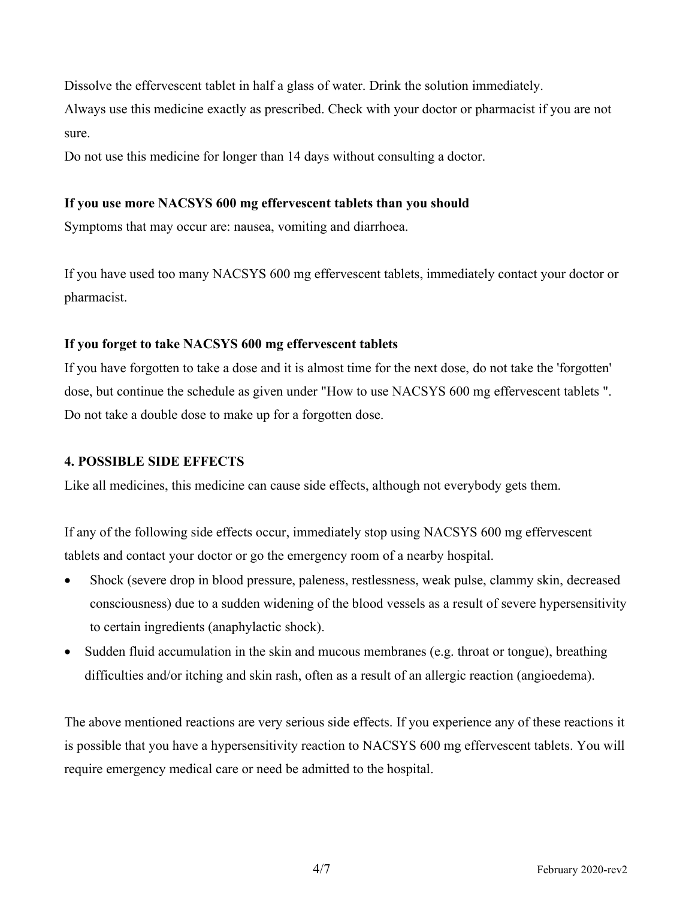Dissolve the effervescent tablet in half a glass of water. Drink the solution immediately.
Always use this medicine exactly as prescribed. Check with your doctor or pharmacist if you are not sure.
Do not use this medicine for longer than 14 days without consulting a doctor.

**If you use more NACSYS 600 mg effervescent tablets than you should**
Symptoms that may occur are: nausea, vomiting and diarrhoea.

If you have used too many NACSYS 600 mg effervescent tablets, immediately contact your doctor or pharmacist.

**If you forget to take NACSYS 600 mg effervescent tablets**
If you have forgotten to take a dose and it is almost time for the next dose, do not take the 'forgotten' dose, but continue the schedule as given under "How to use NACSYS 600 mg effervescent tablets ". Do not take a double dose to make up for a forgotten dose.

## 4. POSSIBLE SIDE EFFECTS

Like all medicines, this medicine can cause side effects, although not everybody gets them.

If any of the following side effects occur, immediately stop using NACSYS 600 mg effervescent tablets and contact your doctor or go the emergency room of a nearby hospital.

- Shock (severe drop in blood pressure, paleness, restlessness, weak pulse, clammy skin, decreased consciousness) due to a sudden widening of the blood vessels as a result of severe hypersensitivity to certain ingredients (anaphylactic shock).
- Sudden fluid accumulation in the skin and mucous membranes (e.g. throat or tongue), breathing difficulties and/or itching and skin rash, often as a result of an allergic reaction (angioedema).

The above mentioned reactions are very serious side effects. If you experience any of these reactions it is possible that you have a hypersensitivity reaction to NACSYS 600 mg effervescent tablets. You will require emergency medical care or need be admitted to the hospital.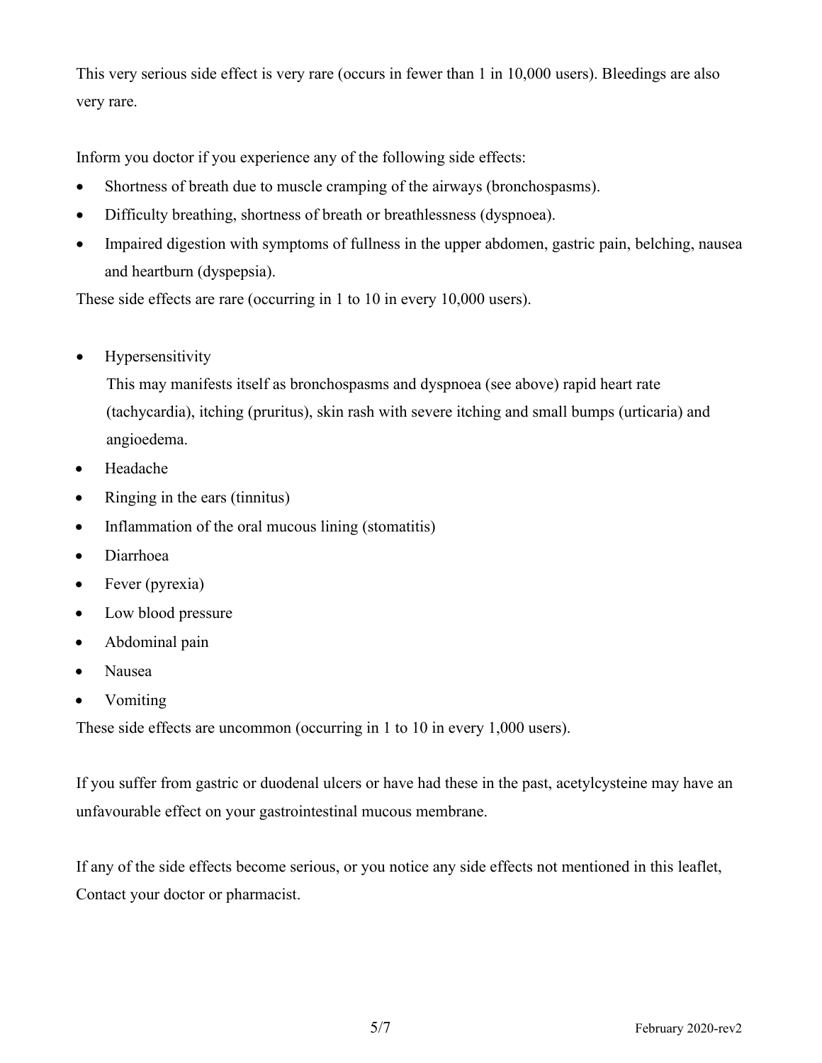This very serious side effect is very rare (occurs in fewer than 1 in 10,000 users). Bleedings are also very rare.

Inform you doctor if you experience any of the following side effects:

- Shortness of breath due to muscle cramping of the airways (bronchospasms).
- Difficulty breathing, shortness of breath or breathlessness (dyspnoea).
- Impaired digestion with symptoms of fullness in the upper abdomen, gastric pain, belching, nausea and heartburn (dyspepsia).

These side effects are rare (occurring in 1 to 10 in every 10,000 users).

- Hypersensitivity
  This may manifests itself as bronchospasms and dyspnoea (see above) rapid heart rate (tachycardia), itching (pruritus), skin rash with severe itching and small bumps (urticaria) and angioedema.
- Headache
- Ringing in the ears (tinnitus)
- Inflammation of the oral mucous lining (stomatitis)
- Diarrhoea
- Fever (pyrexia)
- Low blood pressure
- Abdominal pain
- Nausea
- Vomiting

These side effects are uncommon (occurring in 1 to 10 in every 1,000 users).

If you suffer from gastric or duodenal ulcers or have had these in the past, acetylcysteine may have an unfavourable effect on your gastrointestinal mucous membrane.

If any of the side effects become serious, or you notice any side effects not mentioned in this leaflet, Contact your doctor or pharmacist.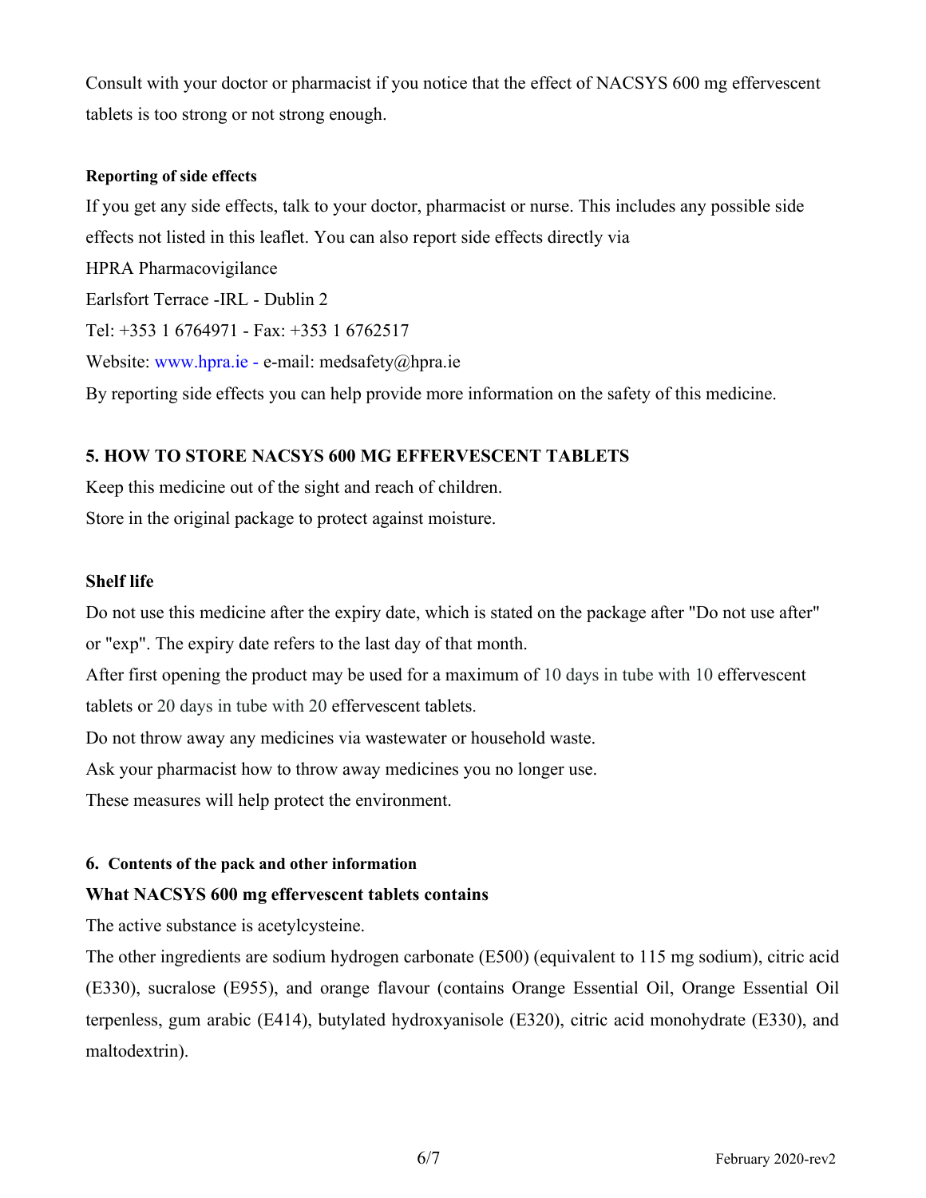Consult with your doctor or pharmacist if you notice that the effect of NACSYS 600 mg effervescent tablets is too strong or not strong enough.

#### Reporting of side effects

If you get any side effects, talk to your doctor, pharmacist or nurse. This includes any possible side effects not listed in this leaflet. You can also report side effects directly via

HPRA Pharmacovigilance

Earlsfort Terrace -IRL - Dublin 2

Tel: +353 1 6764971 - Fax: +353 1 6762517

Website: www.hpra.ie - e-mail: medsafety@hpra.ie

By reporting side effects you can help provide more information on the safety of this medicine.

## 5. HOW TO STORE NACSYS 600 MG EFFERVESCENT TABLETS

Keep this medicine out of the sight and reach of children.

Store in the original package to protect against moisture.

### Shelf life

Do not use this medicine after the expiry date, which is stated on the package after "Do not use after" or "exp". The expiry date refers to the last day of that month.

After first opening the product may be used for a maximum of 10 days in tube with 10 effervescent tablets or 20 days in tube with 20 effervescent tablets.

Do not throw away any medicines via wastewater or household waste.

Ask your pharmacist how to throw away medicines you no longer use.

These measures will help protect the environment.

## 6. Contents of the pack and other information

### What NACSYS 600 mg effervescent tablets contains

The active substance is acetylcysteine.

The other ingredients are sodium hydrogen carbonate (E500) (equivalent to 115 mg sodium), citric acid (E330), sucralose (E955), and orange flavour (contains Orange Essential Oil, Orange Essential Oil terpenless, gum arabic (E414), butylated hydroxyanisole (E320), citric acid monohydrate (E330), and maltodextrin).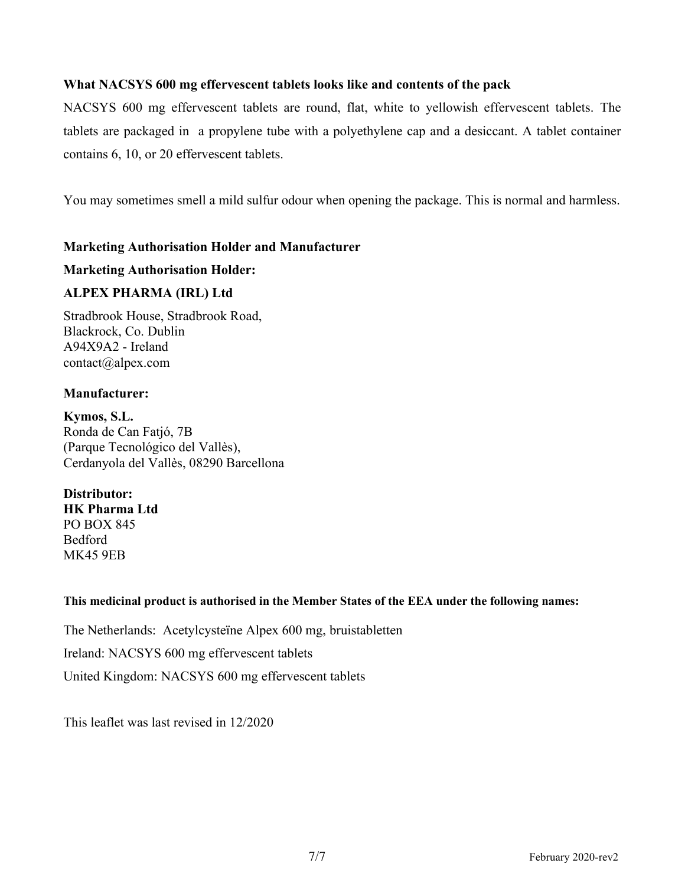**What NACSYS 600 mg effervescent tablets looks like and contents of the pack**

NACSYS 600 mg effervescent tablets are round, flat, white to yellowish effervescent tablets. The tablets are packaged in a propylene tube with a polyethylene cap and a desiccant. A tablet container contains 6, 10, or 20 effervescent tablets.

You may sometimes smell a mild sulfur odour when opening the package. This is normal and harmless.

**Marketing Authorisation Holder and Manufacturer**

**Marketing Authorisation Holder:**

**ALPEX PHARMA (IRL) Ltd**

Stradbrook House, Stradbrook Road,
Blackrock, Co. Dublin
A94X9A2 - Ireland
contact@alpex.com

**Manufacturer:**

**Kymos, S.L.**
Ronda de Can Fatjó, 7B
(Parque Tecnológico del Vallès),
Cerdanyola del Vallès, 08290 Barcellona

**Distributor:**
**HK Pharma Ltd**
PO BOX 845
Bedford
MK45 9EB

**This medicinal product is authorised in the Member States of the EEA under the following names:**

The Netherlands: Acetylcysteïne Alpex 600 mg, bruistabletten

Ireland: NACSYS 600 mg effervescent tablets

United Kingdom: NACSYS 600 mg effervescent tablets

This leaflet was last revised in 12/2020